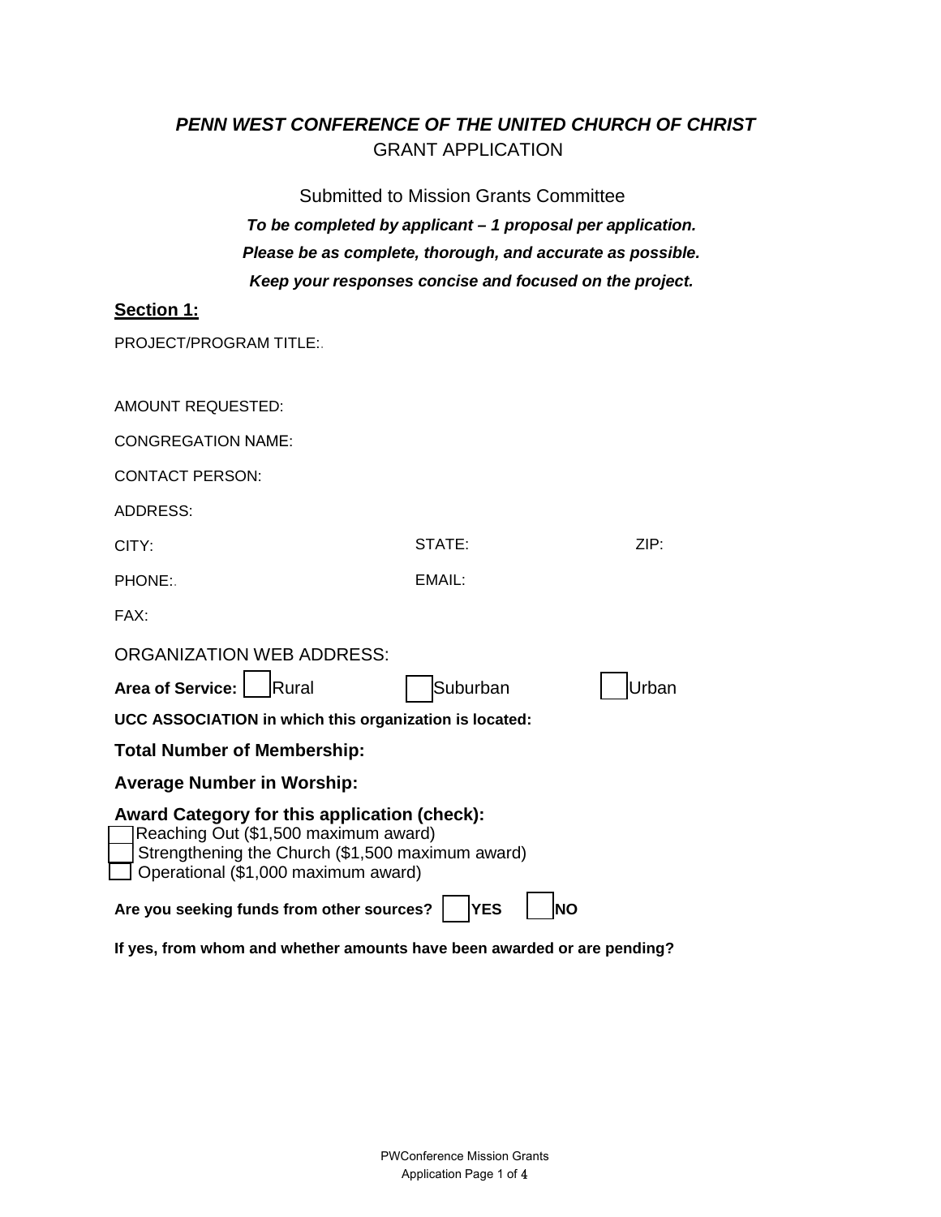# *PENN WEST CONFERENCE OF THE UNITED CHURCH OF CHRIST*

GRANT APPLICATION

Submitted to Mission Grants Committee

***To be completed by applicant – 1 proposal per application.***

***Please be as complete, thorough, and accurate as possible.***

***Keep your responses concise and focused on the project.***

## Section 1:

PROJECT/PROGRAM TITLE:

AMOUNT REQUESTED:

CONGREGATION NAME:

CONTACT PERSON:

ADDRESS:

CITY: STATE: ZIP:

PHONE: EMAIL:

FAX:

ORGANIZATION WEB ADDRESS:

**Area of Service:** ☐ Rural ☐ Suburban ☐ Urban

**UCC ASSOCIATION in which this organization is located:**

**Total Number of Membership:**

**Average Number in Worship:**

**Award Category for this application (check):**

- ☐ Reaching Out ($1,500 maximum award)
- ☐ Strengthening the Church ($1,500 maximum award)
- ☐ Operational ($1,000 maximum award)

**Are you seeking funds from other sources?** ☐ **YES** ☐ **NO**

**If yes, from whom and whether amounts have been awarded or are pending?**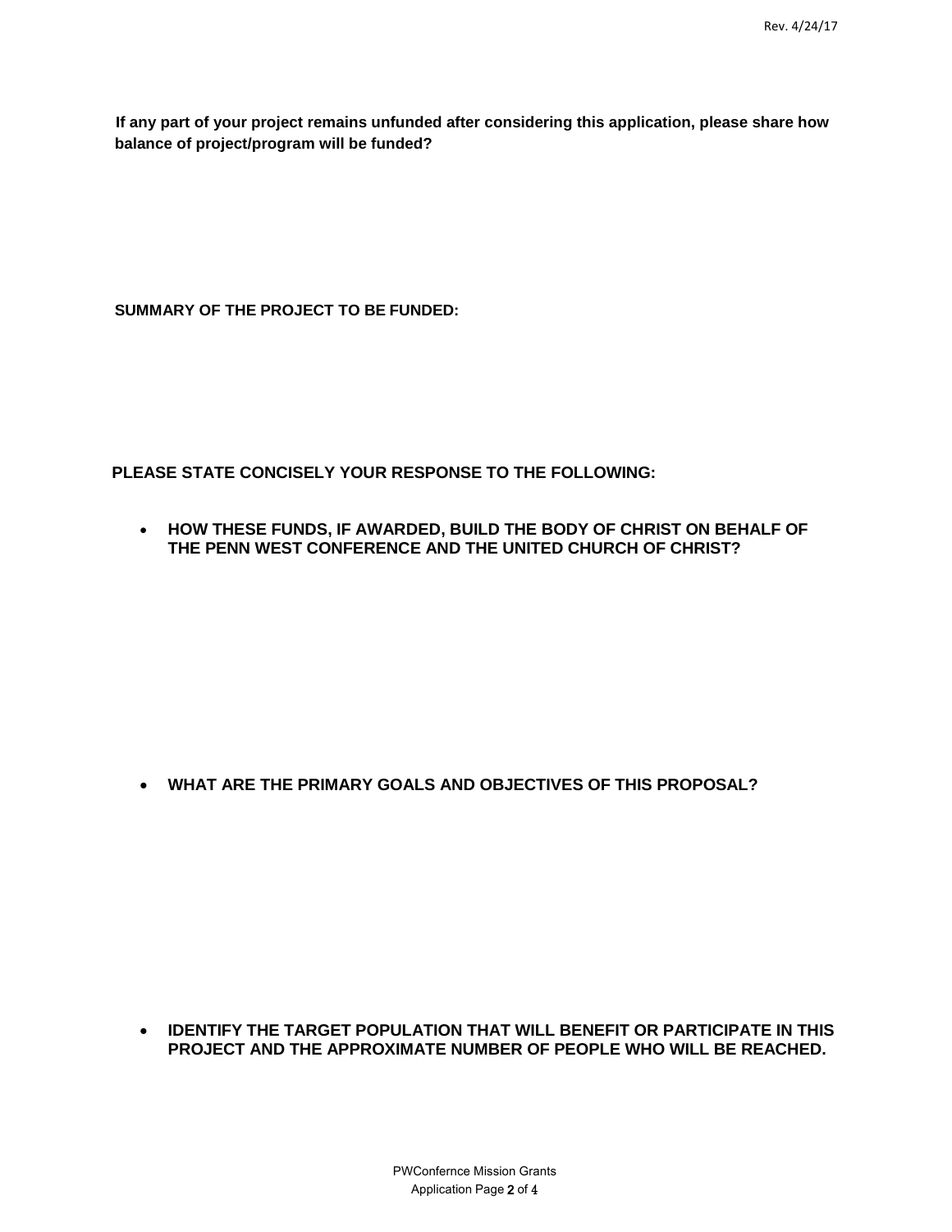**If any part of your project remains unfunded after considering this application, please share how balance of project/program will be funded?**

**SUMMARY OF THE PROJECT TO BE FUNDED:**

**PLEASE STATE CONCISELY YOUR RESPONSE TO THE FOLLOWING:**

- **HOW THESE FUNDS, IF AWARDED, BUILD THE BODY OF CHRIST ON BEHALF OF THE PENN WEST CONFERENCE AND THE UNITED CHURCH OF CHRIST?**

- **WHAT ARE THE PRIMARY GOALS AND OBJECTIVES OF THIS PROPOSAL?**

- **IDENTIFY THE TARGET POPULATION THAT WILL BENEFIT OR PARTICIPATE IN THIS PROJECT AND THE APPROXIMATE NUMBER OF PEOPLE WHO WILL BE REACHED.**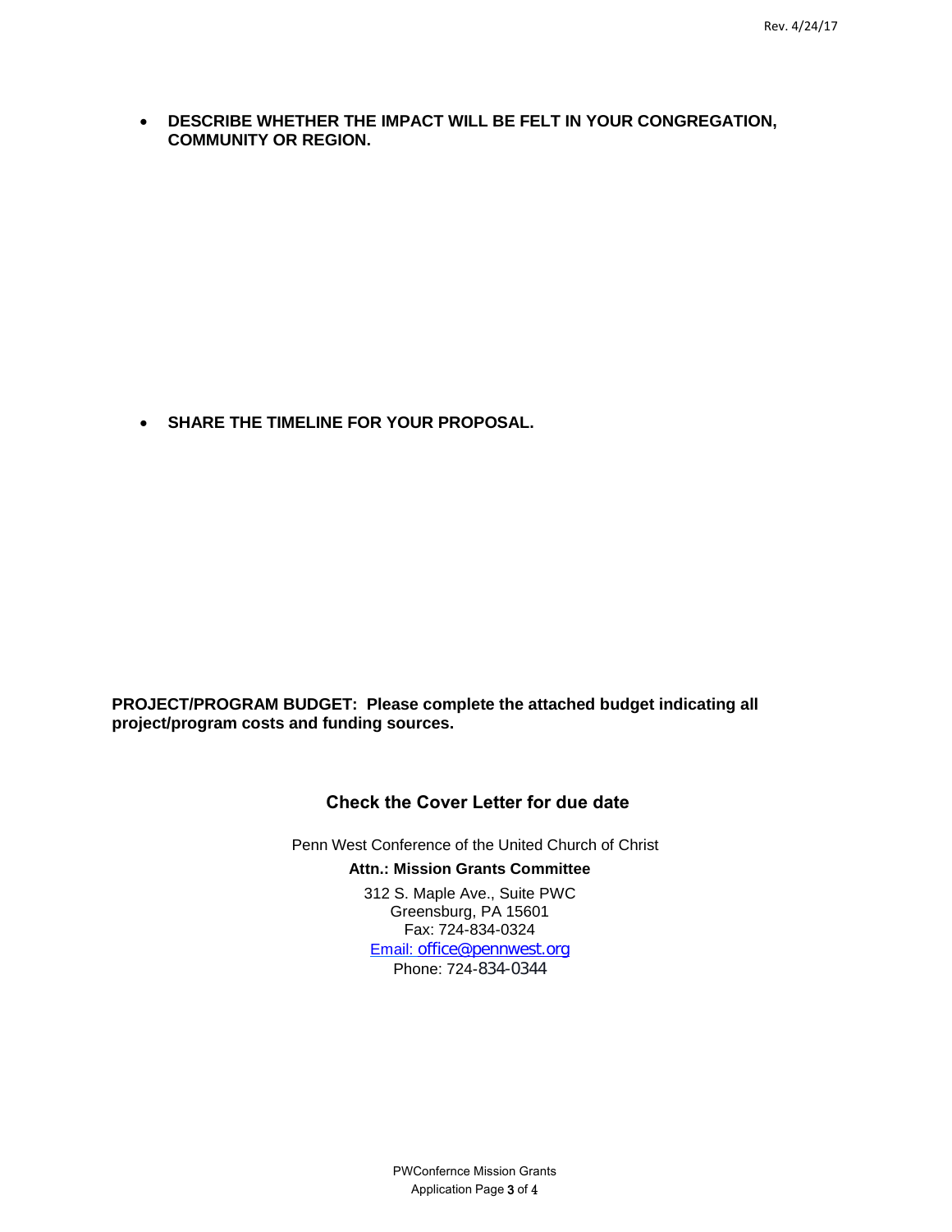- **DESCRIBE WHETHER THE IMPACT WILL BE FELT IN YOUR CONGREGATION, COMMUNITY OR REGION.**

- **SHARE THE TIMELINE FOR YOUR PROPOSAL.**

**PROJECT/PROGRAM BUDGET: Please complete the attached budget indicating all project/program costs and funding sources.**

### Check the Cover Letter for due date

Penn West Conference of the United Church of Christ

**Attn.: Mission Grants Committee**

312 S. Maple Ave., Suite PWC
Greensburg, PA 15601
Fax: 724-834-0324
Email: office@pennwest.org
Phone: 724-834-0344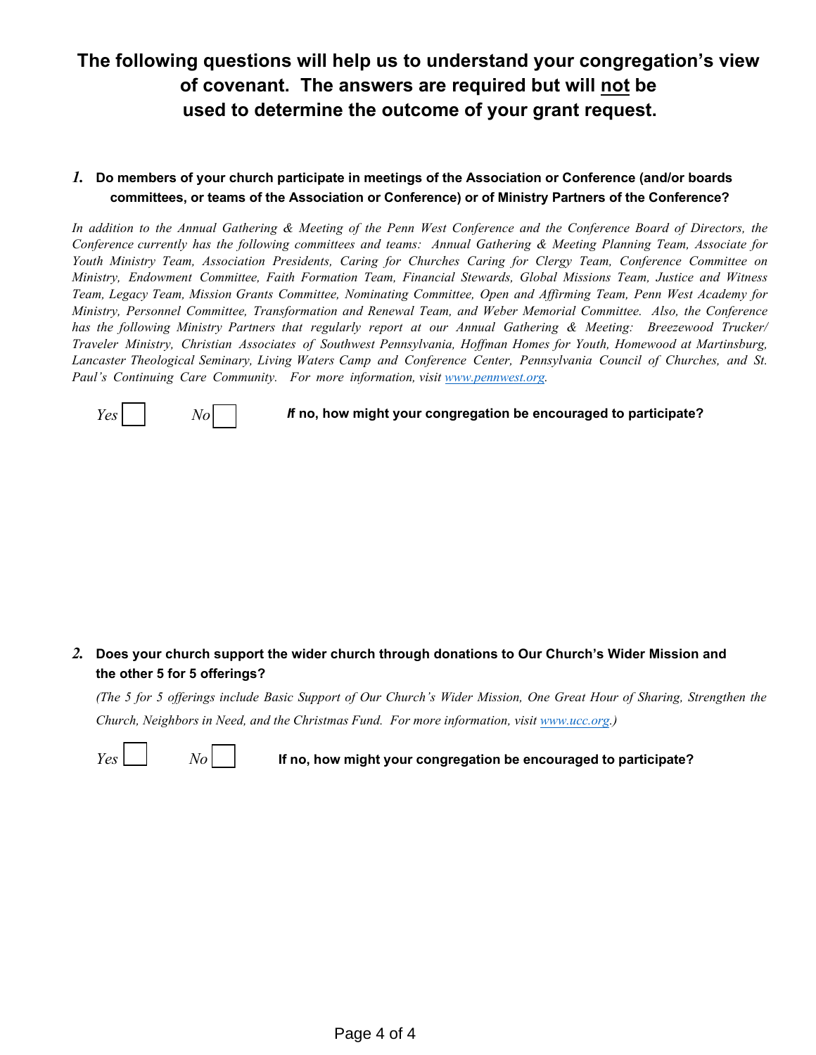## The following questions will help us to understand your congregation's view of covenant. The answers are required but will not be used to determine the outcome of your grant request.

**1. Do members of your church participate in meetings of the Association or Conference (and/or boards committees, or teams of the Association or Conference) or of Ministry Partners of the Conference?**

*In addition to the Annual Gathering & Meeting of the Penn West Conference and the Conference Board of Directors, the Conference currently has the following committees and teams: Annual Gathering & Meeting Planning Team, Associate for Youth Ministry Team, Association Presidents, Caring for Churches Caring for Clergy Team, Conference Committee on Ministry, Endowment Committee, Faith Formation Team, Financial Stewards, Global Missions Team, Justice and Witness Team, Legacy Team, Mission Grants Committee, Nominating Committee, Open and Affirming Team, Penn West Academy for Ministry, Personnel Committee, Transformation and Renewal Team, and Weber Memorial Committee. Also, the Conference has the following Ministry Partners that regularly report at our Annual Gathering & Meeting: Breezewood Trucker/ Traveler Ministry, Christian Associates of Southwest Pennsylvania, Hoffman Homes for Youth, Homewood at Martinsburg, Lancaster Theological Seminary, Living Waters Camp and Conference Center, Pennsylvania Council of Churches, and St. Paul's Continuing Care Community. For more information, visit www.pennwest.org.*

*Yes* ☐ *No* ☐ **If no, how might your congregation be encouraged to participate?**

**2. Does your church support the wider church through donations to Our Church's Wider Mission and the other 5 for 5 offerings?**

*(The 5 for 5 offerings include Basic Support of Our Church's Wider Mission, One Great Hour of Sharing, Strengthen the Church, Neighbors in Need, and the Christmas Fund. For more information, visit www.ucc.org.)*

*Yes* ☐ *No* ☐ **If no, how might your congregation be encouraged to participate?**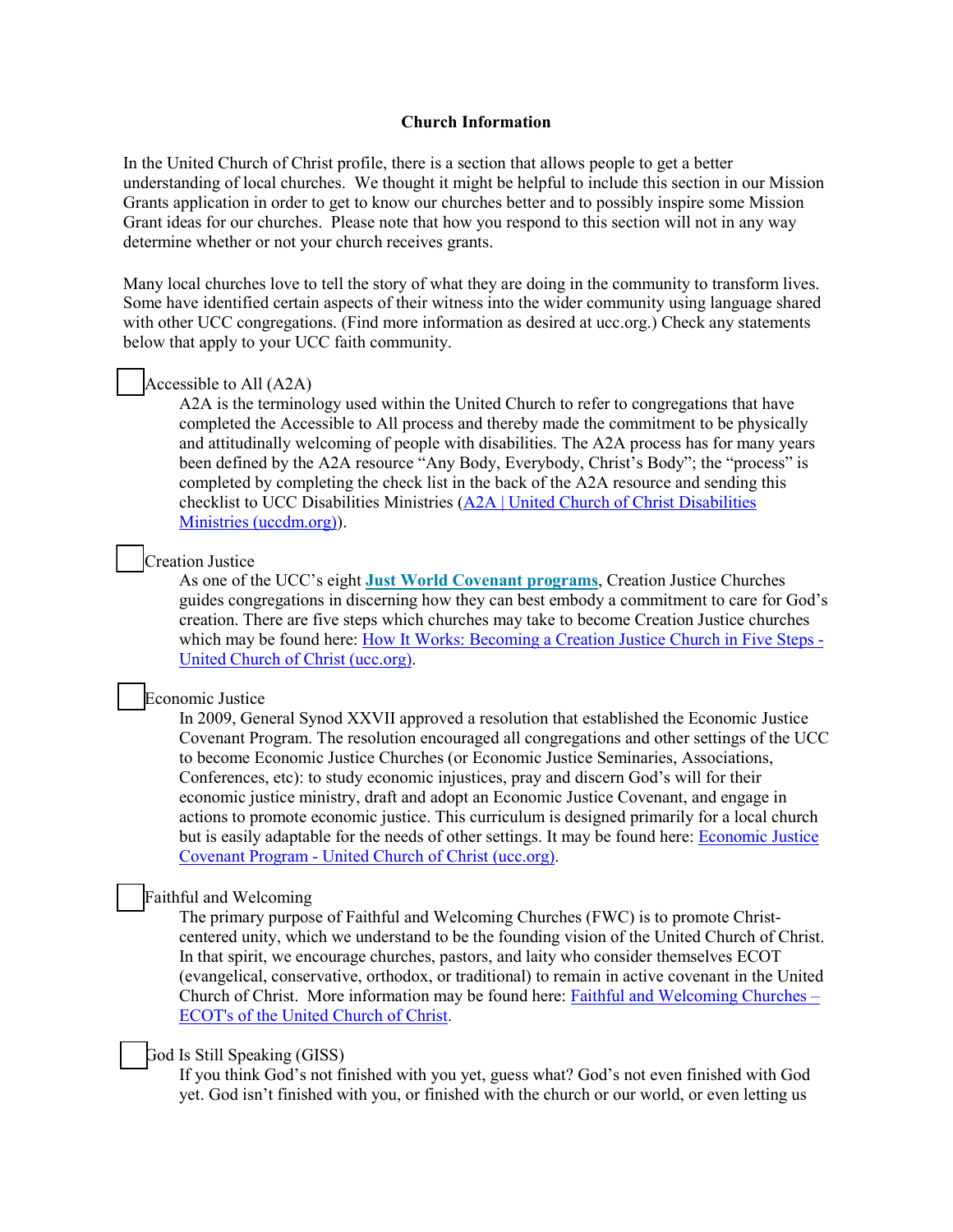**Church Information**

In the United Church of Christ profile, there is a section that allows people to get a better understanding of local churches. We thought it might be helpful to include this section in our Mission Grants application in order to get to know our churches better and to possibly inspire some Mission Grant ideas for our churches. Please note that how you respond to this section will not in any way determine whether or not your church receives grants.

Many local churches love to tell the story of what they are doing in the community to transform lives. Some have identified certain aspects of their witness into the wider community using language shared with other UCC congregations. (Find more information as desired at ucc.org.) Check any statements below that apply to your UCC faith community.

☐ Accessible to All (A2A)

A2A is the terminology used within the United Church to refer to congregations that have completed the Accessible to All process and thereby made the commitment to be physically and attitudinally welcoming of people with disabilities. The A2A process has for many years been defined by the A2A resource "Any Body, Everybody, Christ's Body"; the "process" is completed by completing the check list in the back of the A2A resource and sending this checklist to UCC Disabilities Ministries (A2A | United Church of Christ Disabilities Ministries (uccdm.org)).

☐ Creation Justice

As one of the UCC's eight **Just World Covenant programs**, Creation Justice Churches guides congregations in discerning how they can best embody a commitment to care for God's creation. There are five steps which churches may take to become Creation Justice churches which may be found here: How It Works: Becoming a Creation Justice Church in Five Steps - United Church of Christ (ucc.org).

☐ Economic Justice

In 2009, General Synod XXVII approved a resolution that established the Economic Justice Covenant Program. The resolution encouraged all congregations and other settings of the UCC to become Economic Justice Churches (or Economic Justice Seminaries, Associations, Conferences, etc): to study economic injustices, pray and discern God's will for their economic justice ministry, draft and adopt an Economic Justice Covenant, and engage in actions to promote economic justice. This curriculum is designed primarily for a local church but is easily adaptable for the needs of other settings. It may be found here: Economic Justice Covenant Program - United Church of Christ (ucc.org).

☐ Faithful and Welcoming

The primary purpose of Faithful and Welcoming Churches (FWC) is to promote Christ-centered unity, which we understand to be the founding vision of the United Church of Christ. In that spirit, we encourage churches, pastors, and laity who consider themselves ECOT (evangelical, conservative, orthodox, or traditional) to remain in active covenant in the United Church of Christ. More information may be found here: Faithful and Welcoming Churches – ECOT's of the United Church of Christ.

☐ God Is Still Speaking (GISS)

If you think God's not finished with you yet, guess what? God's not even finished with God yet. God isn't finished with you, or finished with the church or our world, or even letting us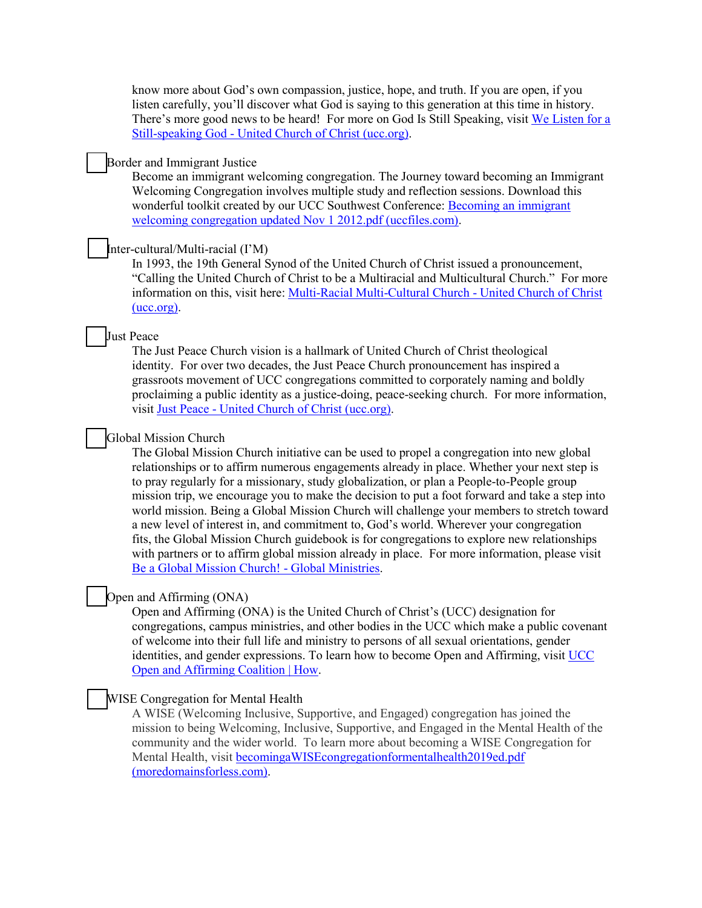know more about God's own compassion, justice, hope, and truth. If you are open, if you listen carefully, you'll discover what God is saying to this generation at this time in history. There's more good news to be heard! For more on God Is Still Speaking, visit [We Listen for a Still-speaking God - United Church of Christ (ucc.org)](https://www.ucc.org).

☐ Border and Immigrant Justice

Become an immigrant welcoming congregation. The Journey toward becoming an Immigrant Welcoming Congregation involves multiple study and reflection sessions. Download this wonderful toolkit created by our UCC Southwest Conference: [Becoming an immigrant welcoming congregation updated Nov 1 2012.pdf (uccfiles.com)](https://uccfiles.com).

☐ Inter-cultural/Multi-racial (I'M)

In 1993, the 19th General Synod of the United Church of Christ issued a pronouncement, "Calling the United Church of Christ to be a Multiracial and Multicultural Church." For more information on this, visit here: [Multi-Racial Multi-Cultural Church - United Church of Christ (ucc.org)](https://www.ucc.org).

☐ Just Peace

The Just Peace Church vision is a hallmark of United Church of Christ theological identity. For over two decades, the Just Peace Church pronouncement has inspired a grassroots movement of UCC congregations committed to corporately naming and boldly proclaiming a public identity as a justice-doing, peace-seeking church. For more information, visit [Just Peace - United Church of Christ (ucc.org)](https://www.ucc.org).

☐ Global Mission Church

The Global Mission Church initiative can be used to propel a congregation into new global relationships or to affirm numerous engagements already in place. Whether your next step is to pray regularly for a missionary, study globalization, or plan a People-to-People group mission trip, we encourage you to make the decision to put a foot forward and take a step into world mission. Being a Global Mission Church will challenge your members to stretch toward a new level of interest in, and commitment to, God's world. Wherever your congregation fits, the Global Mission Church guidebook is for congregations to explore new relationships with partners or to affirm global mission already in place. For more information, please visit [Be a Global Mission Church! - Global Ministries](#).

☐ Open and Affirming (ONA)

Open and Affirming (ONA) is the United Church of Christ's (UCC) designation for congregations, campus ministries, and other bodies in the UCC which make a public covenant of welcome into their full life and ministry to persons of all sexual orientations, gender identities, and gender expressions. To learn how to become Open and Affirming, visit [UCC Open and Affirming Coalition | How](#).

☐ WISE Congregation for Mental Health

A WISE (Welcoming Inclusive, Supportive, and Engaged) congregation has joined the mission to being Welcoming, Inclusive, Supportive, and Engaged in the Mental Health of the community and the wider world. To learn more about becoming a WISE Congregation for Mental Health, visit [becomingaWISEcongregationformentalhealth2019ed.pdf (moredomainsforless.com)](#).